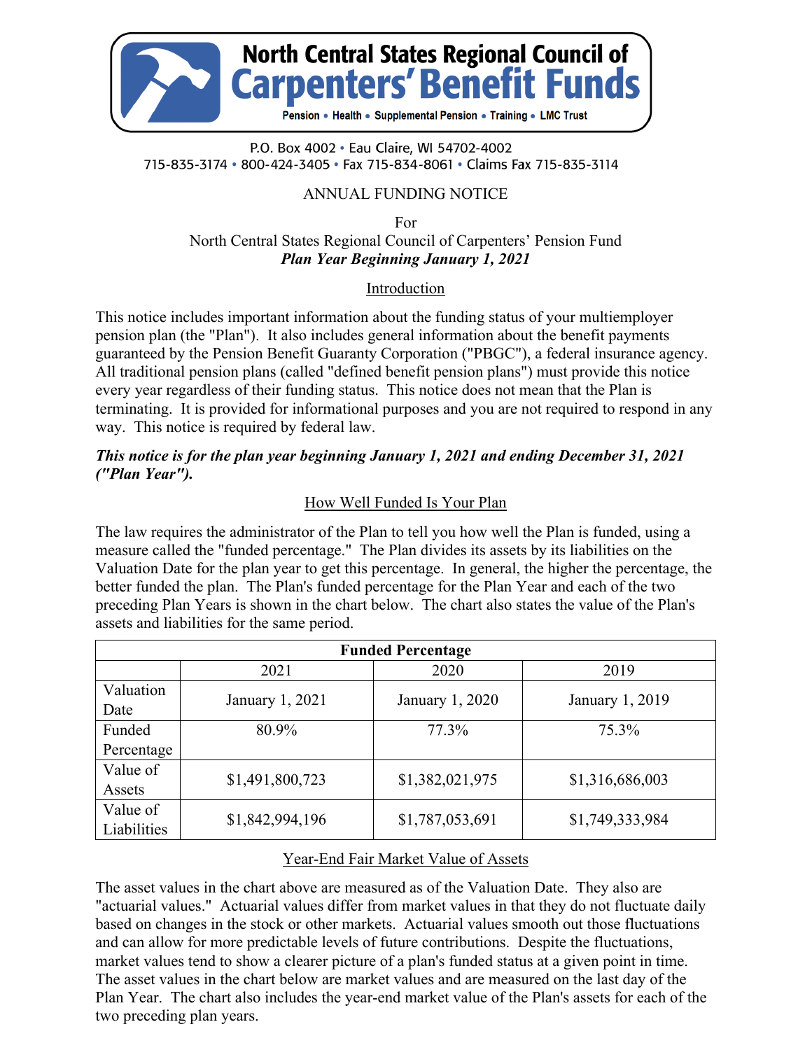**North Central States Regional Council of Carpenters' Benefit Funds**

Pension • Health • Supplemental Pension • Training • LMC Trust

P.O. Box 4002 • Eau Claire, WI 54702-4002
715-835-3174 • 800-424-3405 • Fax 715-834-8061 • Claims Fax 715-835-3114

# ANNUAL FUNDING NOTICE

For
North Central States Regional Council of Carpenters' Pension Fund
***Plan Year Beginning January 1, 2021***

## Introduction

This notice includes important information about the funding status of your multiemployer pension plan (the "Plan"). It also includes general information about the benefit payments guaranteed by the Pension Benefit Guaranty Corporation ("PBGC"), a federal insurance agency. All traditional pension plans (called "defined benefit pension plans") must provide this notice every year regardless of their funding status. This notice does not mean that the Plan is terminating. It is provided for informational purposes and you are not required to respond in any way. This notice is required by federal law.

***This notice is for the plan year beginning January 1, 2021 and ending December 31, 2021 ("Plan Year").***

## How Well Funded Is Your Plan

The law requires the administrator of the Plan to tell you how well the Plan is funded, using a measure called the "funded percentage." The Plan divides its assets by its liabilities on the Valuation Date for the plan year to get this percentage. In general, the higher the percentage, the better funded the plan. The Plan's funded percentage for the Plan Year and each of the two preceding Plan Years is shown in the chart below. The chart also states the value of the Plan's assets and liabilities for the same period.

| **Funded Percentage** | | | |
|---|---|---|---|
| | 2021 | 2020 | 2019 |
| Valuation Date | January 1, 2021 | January 1, 2020 | January 1, 2019 |
| Funded Percentage | 80.9% | 77.3% | 75.3% |
| Value of Assets | $1,491,800,723 | $1,382,021,975 | $1,316,686,003 |
| Value of Liabilities | $1,842,994,196 | $1,787,053,691 | $1,749,333,984 |

## Year-End Fair Market Value of Assets

The asset values in the chart above are measured as of the Valuation Date. They also are "actuarial values." Actuarial values differ from market values in that they do not fluctuate daily based on changes in the stock or other markets. Actuarial values smooth out those fluctuations and can allow for more predictable levels of future contributions. Despite the fluctuations, market values tend to show a clearer picture of a plan's funded status at a given point in time. The asset values in the chart below are market values and are measured on the last day of the Plan Year. The chart also includes the year-end market value of the Plan's assets for each of the two preceding plan years.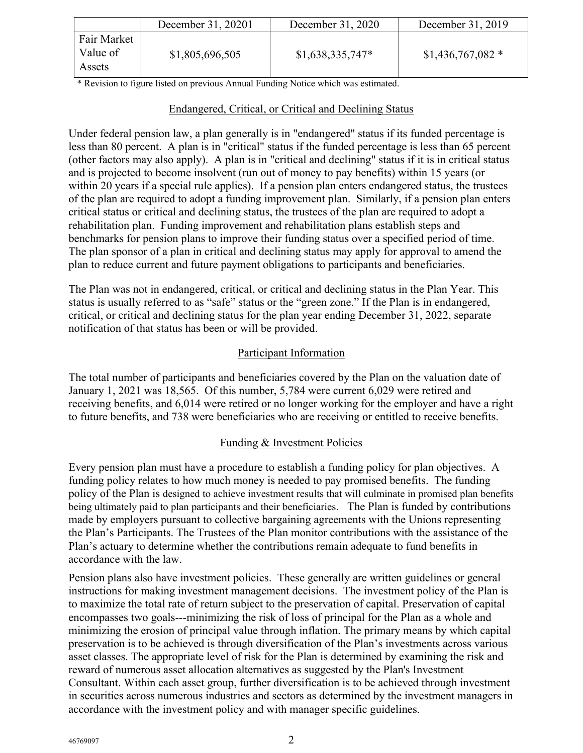| | December 31, 20201 | December 31, 2020 | December 31, 2019 |
|---|---|---|---|
| Fair Market Value of Assets | $1,805,696,505 | $1,638,335,747* | $1,436,767,082 * |

\* Revision to figure listed on previous Annual Funding Notice which was estimated.

## Endangered, Critical, or Critical and Declining Status

Under federal pension law, a plan generally is in "endangered" status if its funded percentage is less than 80 percent. A plan is in "critical" status if the funded percentage is less than 65 percent (other factors may also apply). A plan is in "critical and declining" status if it is in critical status and is projected to become insolvent (run out of money to pay benefits) within 15 years (or within 20 years if a special rule applies). If a pension plan enters endangered status, the trustees of the plan are required to adopt a funding improvement plan. Similarly, if a pension plan enters critical status or critical and declining status, the trustees of the plan are required to adopt a rehabilitation plan. Funding improvement and rehabilitation plans establish steps and benchmarks for pension plans to improve their funding status over a specified period of time. The plan sponsor of a plan in critical and declining status may apply for approval to amend the plan to reduce current and future payment obligations to participants and beneficiaries.

The Plan was not in endangered, critical, or critical and declining status in the Plan Year. This status is usually referred to as "safe" status or the "green zone." If the Plan is in endangered, critical, or critical and declining status for the plan year ending December 31, 2022, separate notification of that status has been or will be provided.

## Participant Information

The total number of participants and beneficiaries covered by the Plan on the valuation date of January 1, 2021 was 18,565. Of this number, 5,784 were current 6,029 were retired and receiving benefits, and 6,014 were retired or no longer working for the employer and have a right to future benefits, and 738 were beneficiaries who are receiving or entitled to receive benefits.

## Funding & Investment Policies

Every pension plan must have a procedure to establish a funding policy for plan objectives. A funding policy relates to how much money is needed to pay promised benefits. The funding policy of the Plan is designed to achieve investment results that will culminate in promised plan benefits being ultimately paid to plan participants and their beneficiaries. The Plan is funded by contributions made by employers pursuant to collective bargaining agreements with the Unions representing the Plan's Participants. The Trustees of the Plan monitor contributions with the assistance of the Plan's actuary to determine whether the contributions remain adequate to fund benefits in accordance with the law.

Pension plans also have investment policies. These generally are written guidelines or general instructions for making investment management decisions. The investment policy of the Plan is to maximize the total rate of return subject to the preservation of capital. Preservation of capital encompasses two goals---minimizing the risk of loss of principal for the Plan as a whole and minimizing the erosion of principal value through inflation. The primary means by which capital preservation is to be achieved is through diversification of the Plan's investments across various asset classes. The appropriate level of risk for the Plan is determined by examining the risk and reward of numerous asset allocation alternatives as suggested by the Plan's Investment Consultant. Within each asset group, further diversification is to be achieved through investment in securities across numerous industries and sectors as determined by the investment managers in accordance with the investment policy and with manager specific guidelines.

46769097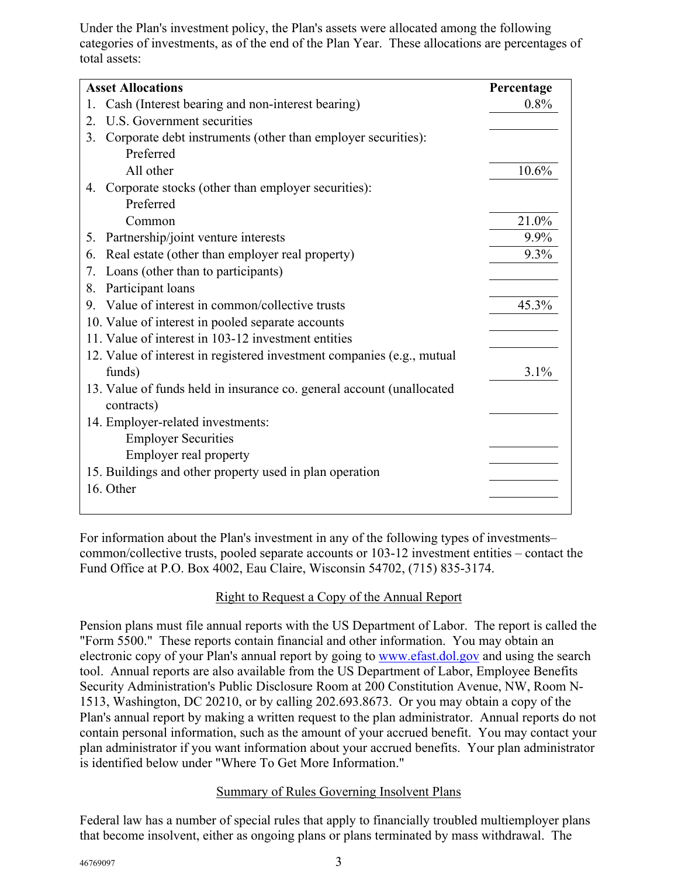Under the Plan's investment policy, the Plan's assets were allocated among the following categories of investments, as of the end of the Plan Year. These allocations are percentages of total assets:

| Asset Allocations | Percentage |
| --- | --- |
| 1. Cash (Interest bearing and non-interest bearing) | 0.8% |
| 2. U.S. Government securities | |
| 3. Corporate debt instruments (other than employer securities): | |
| Preferred | |
| All other | 10.6% |
| 4. Corporate stocks (other than employer securities): | |
| Preferred | |
| Common | 21.0% |
| 5. Partnership/joint venture interests | 9.9% |
| 6. Real estate (other than employer real property) | 9.3% |
| 7. Loans (other than to participants) | |
| 8. Participant loans | |
| 9. Value of interest in common/collective trusts | 45.3% |
| 10. Value of interest in pooled separate accounts | |
| 11. Value of interest in 103-12 investment entities | |
| 12. Value of interest in registered investment companies (e.g., mutual funds) | 3.1% |
| 13. Value of funds held in insurance co. general account (unallocated contracts) | |
| 14. Employer-related investments: | |
| Employer Securities | |
| Employer real property | |
| 15. Buildings and other property used in plan operation | |
| 16. Other | |

For information about the Plan's investment in any of the following types of investments– common/collective trusts, pooled separate accounts or 103-12 investment entities – contact the Fund Office at P.O. Box 4002, Eau Claire, Wisconsin 54702, (715) 835-3174.

## Right to Request a Copy of the Annual Report

Pension plans must file annual reports with the US Department of Labor. The report is called the "Form 5500." These reports contain financial and other information. You may obtain an electronic copy of your Plan's annual report by going to www.efast.dol.gov and using the search tool. Annual reports are also available from the US Department of Labor, Employee Benefits Security Administration's Public Disclosure Room at 200 Constitution Avenue, NW, Room N-1513, Washington, DC 20210, or by calling 202.693.8673. Or you may obtain a copy of the Plan's annual report by making a written request to the plan administrator. Annual reports do not contain personal information, such as the amount of your accrued benefit. You may contact your plan administrator if you want information about your accrued benefits. Your plan administrator is identified below under "Where To Get More Information."

## Summary of Rules Governing Insolvent Plans

Federal law has a number of special rules that apply to financially troubled multiemployer plans that become insolvent, either as ongoing plans or plans terminated by mass withdrawal. The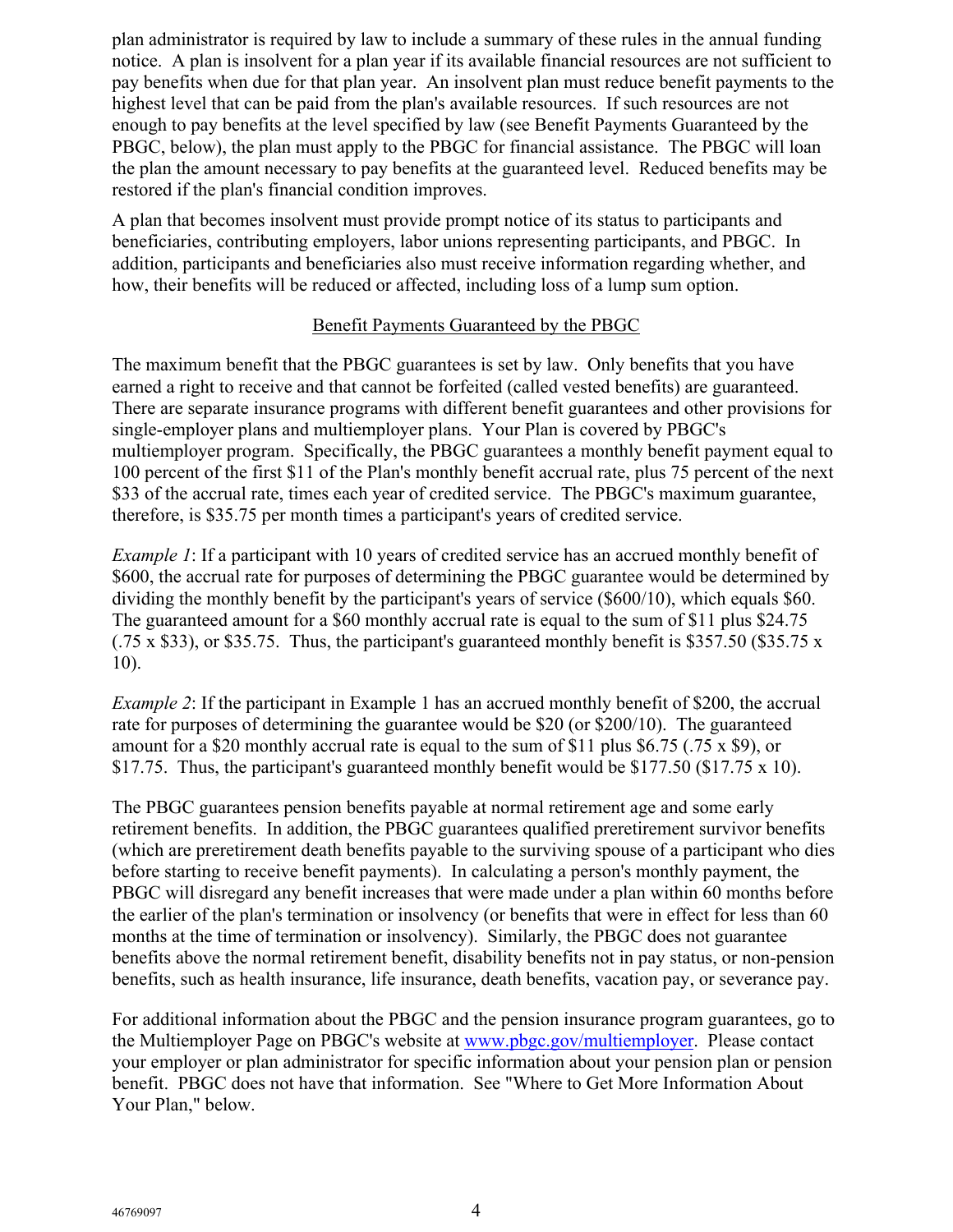plan administrator is required by law to include a summary of these rules in the annual funding notice. A plan is insolvent for a plan year if its available financial resources are not sufficient to pay benefits when due for that plan year. An insolvent plan must reduce benefit payments to the highest level that can be paid from the plan's available resources. If such resources are not enough to pay benefits at the level specified by law (see Benefit Payments Guaranteed by the PBGC, below), the plan must apply to the PBGC for financial assistance. The PBGC will loan the plan the amount necessary to pay benefits at the guaranteed level. Reduced benefits may be restored if the plan's financial condition improves.

A plan that becomes insolvent must provide prompt notice of its status to participants and beneficiaries, contributing employers, labor unions representing participants, and PBGC. In addition, participants and beneficiaries also must receive information regarding whether, and how, their benefits will be reduced or affected, including loss of a lump sum option.

## Benefit Payments Guaranteed by the PBGC

The maximum benefit that the PBGC guarantees is set by law. Only benefits that you have earned a right to receive and that cannot be forfeited (called vested benefits) are guaranteed. There are separate insurance programs with different benefit guarantees and other provisions for single-employer plans and multiemployer plans. Your Plan is covered by PBGC's multiemployer program. Specifically, the PBGC guarantees a monthly benefit payment equal to 100 percent of the first $11 of the Plan's monthly benefit accrual rate, plus 75 percent of the next $33 of the accrual rate, times each year of credited service. The PBGC's maximum guarantee, therefore, is $35.75 per month times a participant's years of credited service.

*Example 1*: If a participant with 10 years of credited service has an accrued monthly benefit of $600, the accrual rate for purposes of determining the PBGC guarantee would be determined by dividing the monthly benefit by the participant's years of service ($600/10), which equals $60. The guaranteed amount for a $60 monthly accrual rate is equal to the sum of $11 plus $24.75 (.75 x $33), or $35.75. Thus, the participant's guaranteed monthly benefit is $357.50 ($35.75 x 10).

*Example 2*: If the participant in Example 1 has an accrued monthly benefit of $200, the accrual rate for purposes of determining the guarantee would be $20 (or $200/10). The guaranteed amount for a $20 monthly accrual rate is equal to the sum of $11 plus $6.75 (.75 x $9), or $17.75. Thus, the participant's guaranteed monthly benefit would be $177.50 ($17.75 x 10).

The PBGC guarantees pension benefits payable at normal retirement age and some early retirement benefits. In addition, the PBGC guarantees qualified preretirement survivor benefits (which are preretirement death benefits payable to the surviving spouse of a participant who dies before starting to receive benefit payments). In calculating a person's monthly payment, the PBGC will disregard any benefit increases that were made under a plan within 60 months before the earlier of the plan's termination or insolvency (or benefits that were in effect for less than 60 months at the time of termination or insolvency). Similarly, the PBGC does not guarantee benefits above the normal retirement benefit, disability benefits not in pay status, or non-pension benefits, such as health insurance, life insurance, death benefits, vacation pay, or severance pay.

For additional information about the PBGC and the pension insurance program guarantees, go to the Multiemployer Page on PBGC's website at [www.pbgc.gov/multiemployer](http://www.pbgc.gov/multiemployer). Please contact your employer or plan administrator for specific information about your pension plan or pension benefit. PBGC does not have that information. See "Where to Get More Information About Your Plan," below.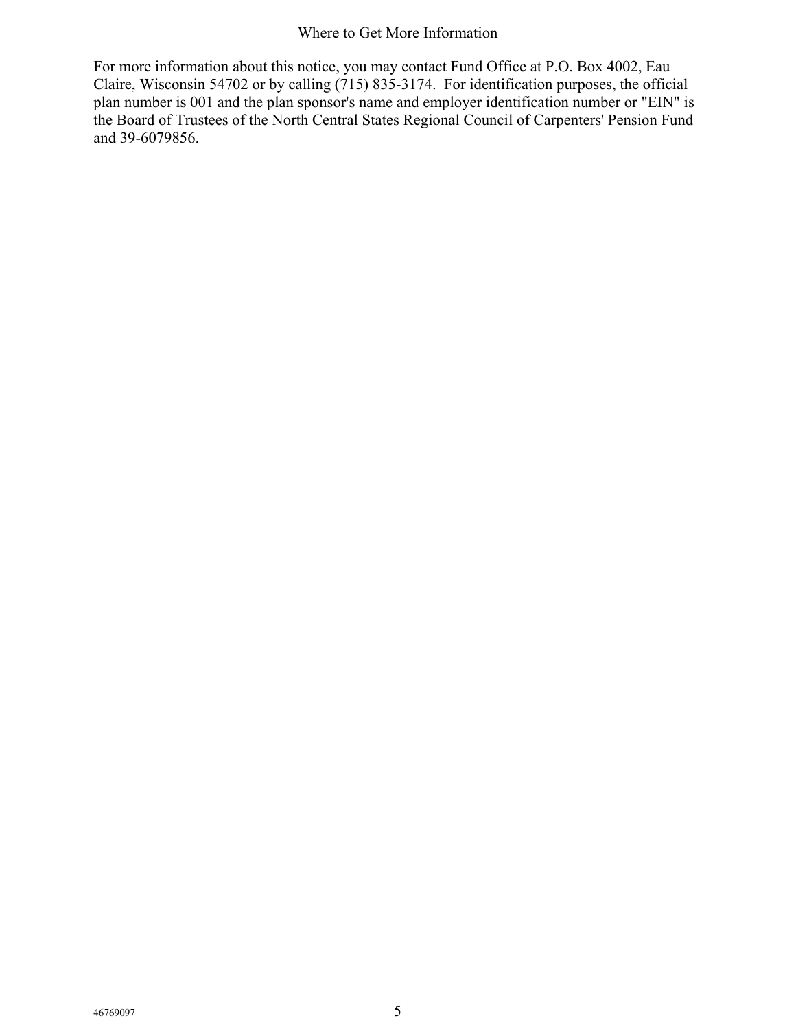## Where to Get More Information

For more information about this notice, you may contact Fund Office at P.O. Box 4002, Eau Claire, Wisconsin 54702 or by calling (715) 835-3174. For identification purposes, the official plan number is 001 and the plan sponsor's name and employer identification number or "EIN" is the Board of Trustees of the North Central States Regional Council of Carpenters' Pension Fund and 39-6079856.